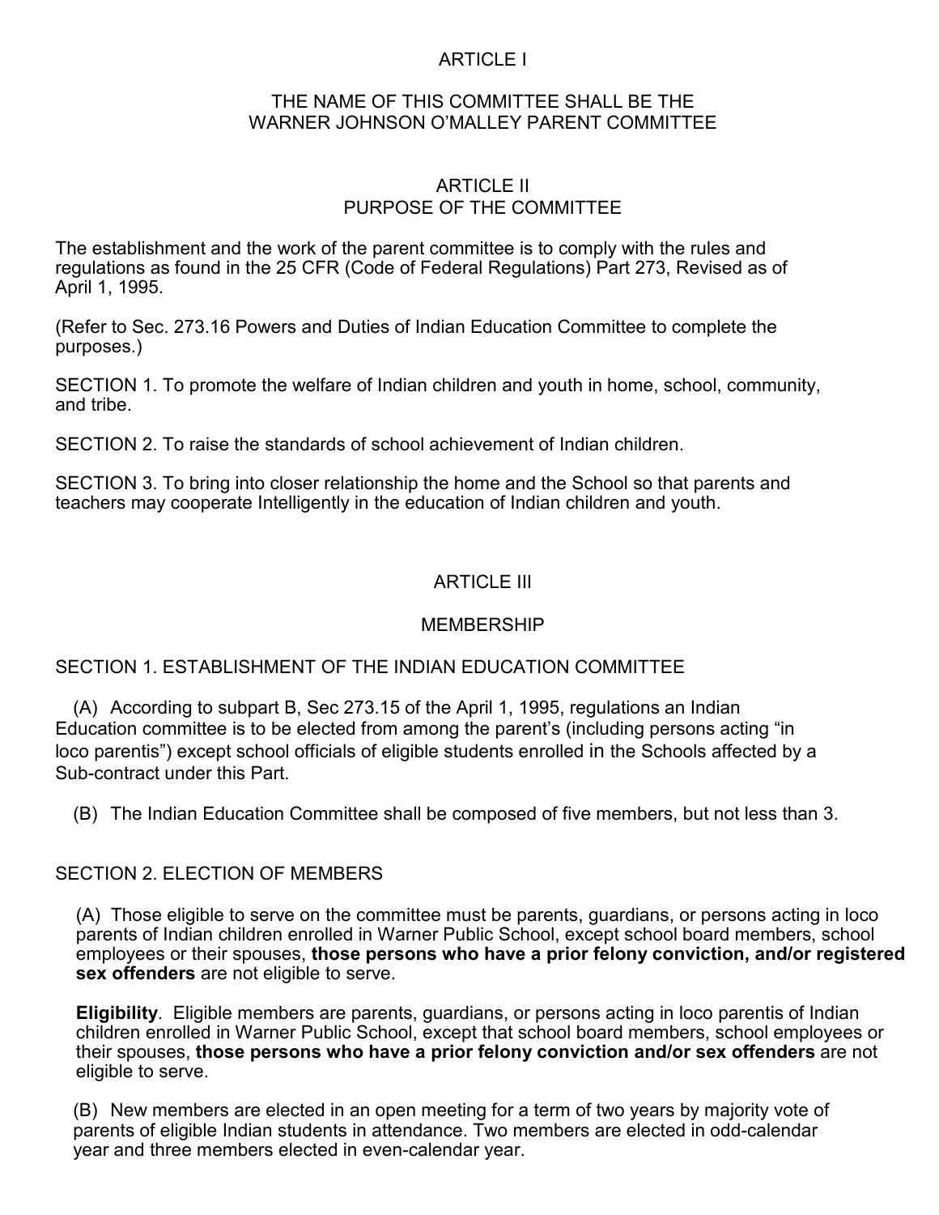# ARTICLE I

## THE NAME OF THIS COMMITTEE SHALL BE THE WARNER JOHNSON O'MALLEY PARENT COMMITTEE

# ARTICLE II

## PURPOSE OF THE COMMITTEE

The establishment and the work of the parent committee is to comply with the rules and regulations as found in the 25 CFR (Code of Federal Regulations) Part 273, Revised as of April 1, 1995.

(Refer to Sec. 273.16 Powers and Duties of Indian Education Committee to complete the purposes.)

SECTION 1. To promote the welfare of Indian children and youth in home, school, community, and tribe.

SECTION 2. To raise the standards of school achievement of Indian children.

SECTION 3. To bring into closer relationship the home and the School so that parents and teachers may cooperate Intelligently in the education of Indian children and youth.

# ARTICLE III

## MEMBERSHIP

### SECTION 1. ESTABLISHMENT OF THE INDIAN EDUCATION COMMITTEE

(A) According to subpart B, Sec 273.15 of the April 1, 1995, regulations an Indian Education committee is to be elected from among the parent's (including persons acting "in loco parentis") except school officials of eligible students enrolled in the Schools affected by a Sub-contract under this Part.

(B) The Indian Education Committee shall be composed of five members, but not less than 3.

### SECTION 2. ELECTION OF MEMBERS

(A) Those eligible to serve on the committee must be parents, guardians, or persons acting in loco parents of Indian children enrolled in Warner Public School, except school board members, school employees or their spouses, **those persons who have a prior felony conviction, and/or registered sex offenders** are not eligible to serve.

**Eligibility**. Eligible members are parents, guardians, or persons acting in loco parentis of Indian children enrolled in Warner Public School, except that school board members, school employees or their spouses, **those persons who have a prior felony conviction and/or sex offenders** are not eligible to serve.

(B) New members are elected in an open meeting for a term of two years by majority vote of parents of eligible Indian students in attendance. Two members are elected in odd-calendar year and three members elected in even-calendar year.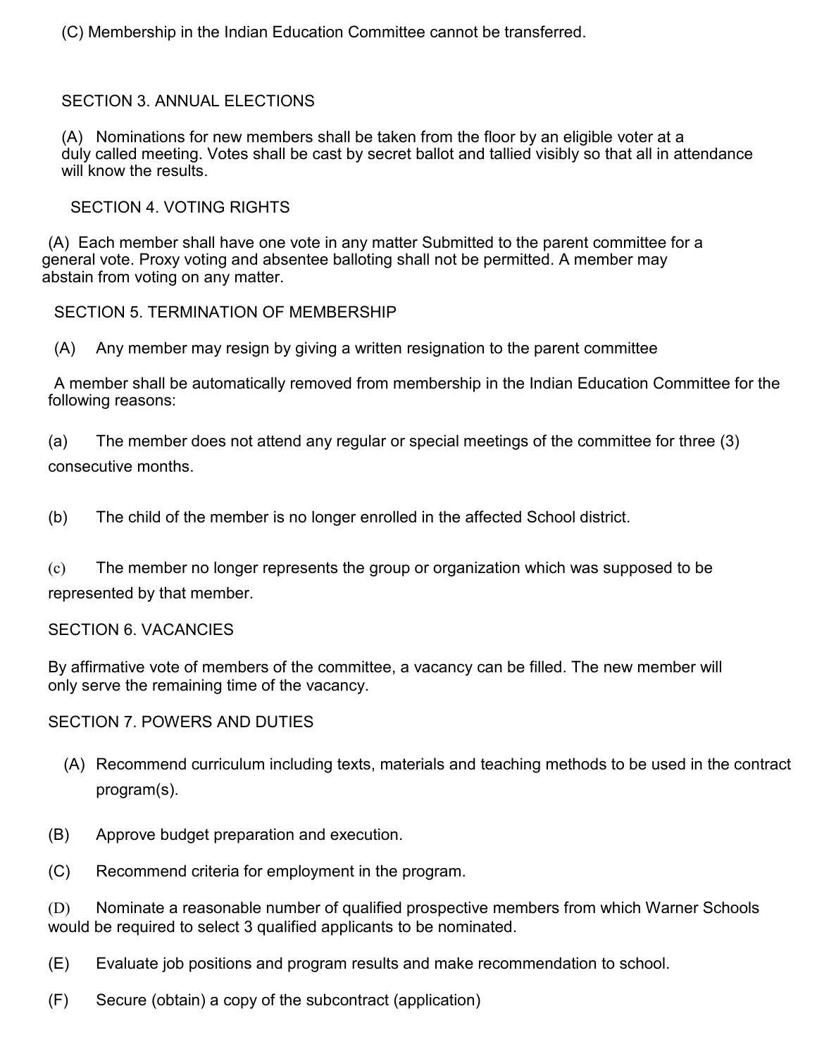(C) Membership in the Indian Education Committee cannot be transferred.

## SECTION 3. ANNUAL ELECTIONS

(A) Nominations for new members shall be taken from the floor by an eligible voter at a duly called meeting. Votes shall be cast by secret ballot and tallied visibly so that all in attendance will know the results.

## SECTION 4. VOTING RIGHTS

(A) Each member shall have one vote in any matter Submitted to the parent committee for a general vote. Proxy voting and absentee balloting shall not be permitted. A member may abstain from voting on any matter.

## SECTION 5. TERMINATION OF MEMBERSHIP

(A) Any member may resign by giving a written resignation to the parent committee

A member shall be automatically removed from membership in the Indian Education Committee for the following reasons:

(a) The member does not attend any regular or special meetings of the committee for three (3) consecutive months.

(b) The child of the member is no longer enrolled in the affected School district.

(c) The member no longer represents the group or organization which was supposed to be represented by that member.

## SECTION 6. VACANCIES

By affirmative vote of members of the committee, a vacancy can be filled. The new member will only serve the remaining time of the vacancy.

## SECTION 7. POWERS AND DUTIES

(A) Recommend curriculum including texts, materials and teaching methods to be used in the contract program(s).

(B) Approve budget preparation and execution.

(C) Recommend criteria for employment in the program.

(D) Nominate a reasonable number of qualified prospective members from which Warner Schools would be required to select 3 qualified applicants to be nominated.

(E) Evaluate job positions and program results and make recommendation to school.

(F) Secure (obtain) a copy of the subcontract (application)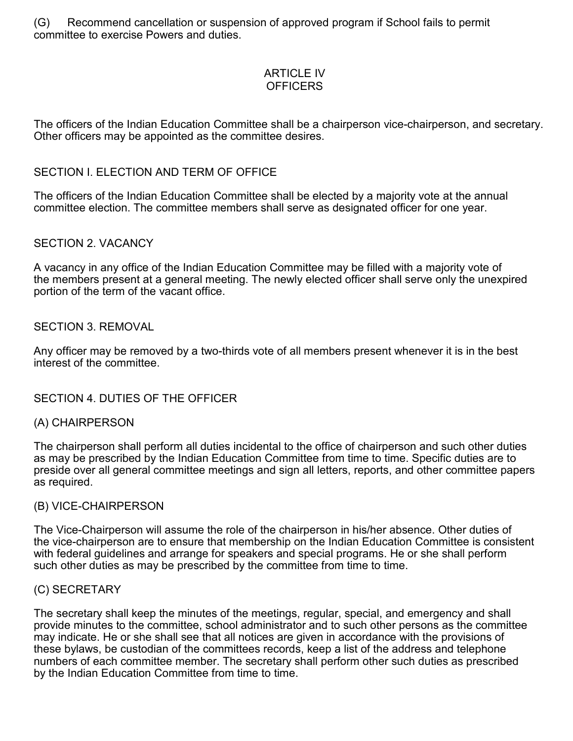(G) Recommend cancellation or suspension of approved program if School fails to permit committee to exercise Powers and duties.

## ARTICLE IV
## OFFICERS

The officers of the Indian Education Committee shall be a chairperson vice-chairperson, and secretary. Other officers may be appointed as the committee desires.

### SECTION I. ELECTION AND TERM OF OFFICE

The officers of the Indian Education Committee shall be elected by a majority vote at the annual committee election. The committee members shall serve as designated officer for one year.

### SECTION 2. VACANCY

A vacancy in any office of the Indian Education Committee may be filled with a majority vote of the members present at a general meeting. The newly elected officer shall serve only the unexpired portion of the term of the vacant office.

### SECTION 3. REMOVAL

Any officer may be removed by a two-thirds vote of all members present whenever it is in the best interest of the committee.

### SECTION 4. DUTIES OF THE OFFICER

#### (A) CHAIRPERSON

The chairperson shall perform all duties incidental to the office of chairperson and such other duties as may be prescribed by the Indian Education Committee from time to time. Specific duties are to preside over all general committee meetings and sign all letters, reports, and other committee papers as required.

#### (B) VICE-CHAIRPERSON

The Vice-Chairperson will assume the role of the chairperson in his/her absence. Other duties of the vice-chairperson are to ensure that membership on the Indian Education Committee is consistent with federal guidelines and arrange for speakers and special programs. He or she shall perform such other duties as may be prescribed by the committee from time to time.

#### (C) SECRETARY

The secretary shall keep the minutes of the meetings, regular, special, and emergency and shall provide minutes to the committee, school administrator and to such other persons as the committee may indicate. He or she shall see that all notices are given in accordance with the provisions of these bylaws, be custodian of the committees records, keep a list of the address and telephone numbers of each committee member. The secretary shall perform other such duties as prescribed by the Indian Education Committee from time to time.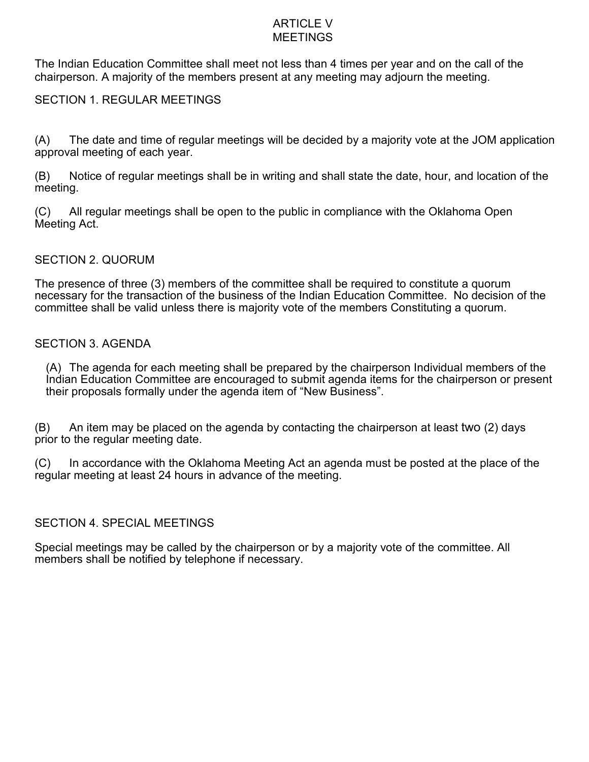# ARTICLE V
# MEETINGS

The Indian Education Committee shall meet not less than 4 times per year and on the call of the chairperson. A majority of the members present at any meeting may adjourn the meeting.

## SECTION 1. REGULAR MEETINGS

(A) The date and time of regular meetings will be decided by a majority vote at the JOM application approval meeting of each year.

(B) Notice of regular meetings shall be in writing and shall state the date, hour, and location of the meeting.

(C) All regular meetings shall be open to the public in compliance with the Oklahoma Open Meeting Act.

## SECTION 2. QUORUM

The presence of three (3) members of the committee shall be required to constitute a quorum necessary for the transaction of the business of the Indian Education Committee. No decision of the committee shall be valid unless there is majority vote of the members Constituting a quorum.

## SECTION 3. AGENDA

(A) The agenda for each meeting shall be prepared by the chairperson Individual members of the Indian Education Committee are encouraged to submit agenda items for the chairperson or present their proposals formally under the agenda item of "New Business".

(B) An item may be placed on the agenda by contacting the chairperson at least two (2) days prior to the regular meeting date.

(C) In accordance with the Oklahoma Meeting Act an agenda must be posted at the place of the regular meeting at least 24 hours in advance of the meeting.

## SECTION 4. SPECIAL MEETINGS

Special meetings may be called by the chairperson or by a majority vote of the committee. All members shall be notified by telephone if necessary.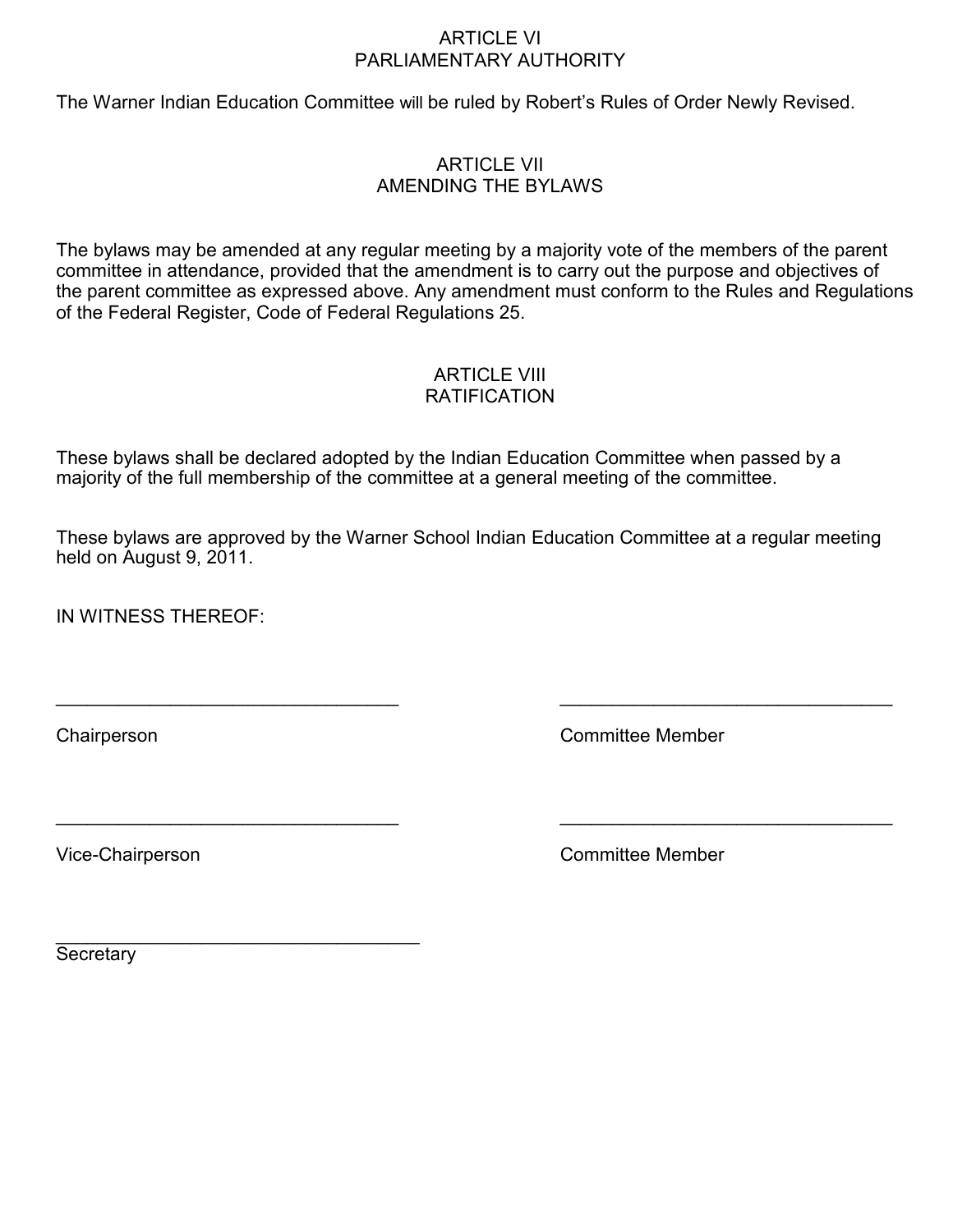## ARTICLE VI
## PARLIAMENTARY AUTHORITY

The Warner Indian Education Committee will be ruled by Robert's Rules of Order Newly Revised.

## ARTICLE VII
## AMENDING THE BYLAWS

The bylaws may be amended at any regular meeting by a majority vote of the members of the parent committee in attendance, provided that the amendment is to carry out the purpose and objectives of the parent committee as expressed above. Any amendment must conform to the Rules and Regulations of the Federal Register, Code of Federal Regulations 25.

## ARTICLE VIII
## RATIFICATION

These bylaws shall be declared adopted by the Indian Education Committee when passed by a majority of the full membership of the committee at a general meeting of the committee.

These bylaws are approved by the Warner School Indian Education Committee at a regular meeting held on August 9, 2011.

IN WITNESS THEREOF:

\_\_\_\_\_\_\_\_\_\_\_\_\_\_\_\_\_\_\_\_\_\_\_\_\_\_\_\_\_\_\_\_
Chairperson

\_\_\_\_\_\_\_\_\_\_\_\_\_\_\_\_\_\_\_\_\_\_\_\_\_\_\_\_\_\_\_\_
Committee Member

\_\_\_\_\_\_\_\_\_\_\_\_\_\_\_\_\_\_\_\_\_\_\_\_\_\_\_\_\_\_\_\_
Vice-Chairperson

\_\_\_\_\_\_\_\_\_\_\_\_\_\_\_\_\_\_\_\_\_\_\_\_\_\_\_\_\_\_\_\_
Committee Member

\_\_\_\_\_\_\_\_\_\_\_\_\_\_\_\_\_\_\_\_\_\_\_\_\_\_\_\_\_\_\_\_
Secretary